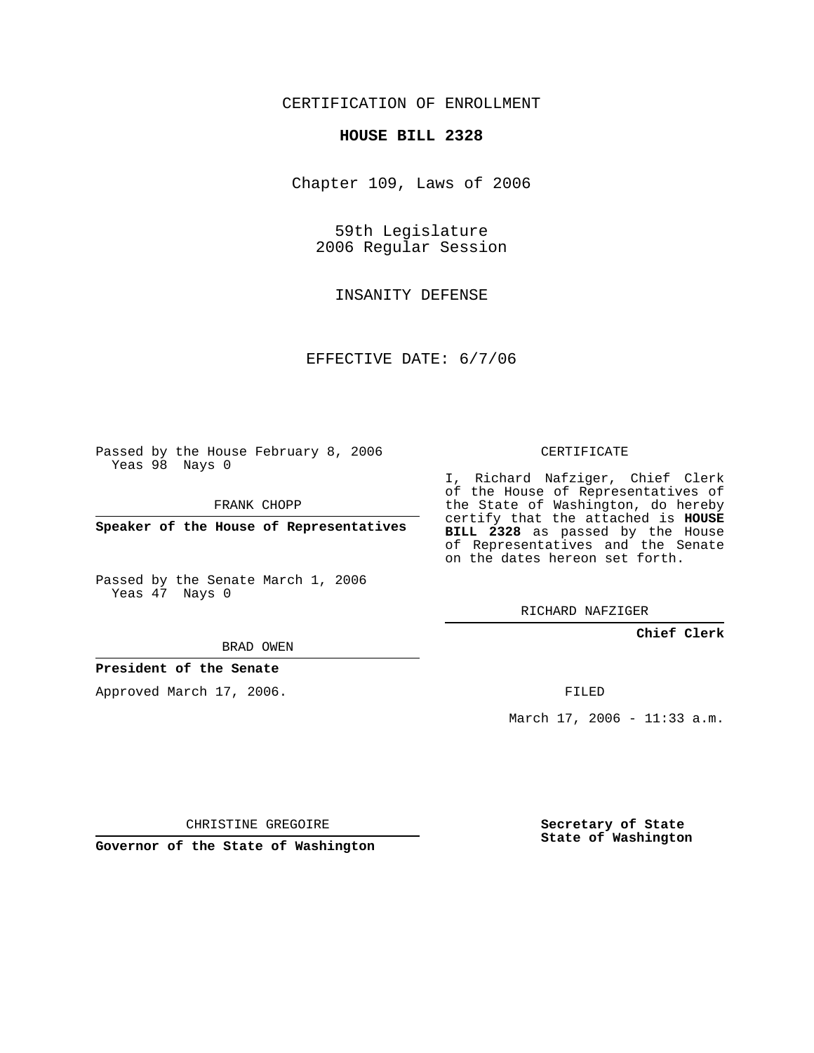CERTIFICATION OF ENROLLMENT

# HOUSE BILL 2328

Chapter 109, Laws of 2006

59th Legislature
2006 Regular Session

INSANITY DEFENSE

EFFECTIVE DATE: 6/7/06

Passed by the House February 8, 2006
Yeas 98 Nays 0

FRANK CHOPP

**Speaker of the House of Representatives**

Passed by the Senate March 1, 2006
Yeas 47 Nays 0

BRAD OWEN

**President of the Senate**

Approved March 17, 2006.

CHRISTINE GREGOIRE

**Governor of the State of Washington**

CERTIFICATE

I, Richard Nafziger, Chief Clerk of the House of Representatives of the State of Washington, do hereby certify that the attached is **HOUSE BILL 2328** as passed by the House of Representatives and the Senate on the dates hereon set forth.

RICHARD NAFZIGER

**Chief Clerk**

FILED

March 17, 2006 - 11:33 a.m.

**Secretary of State**
**State of Washington**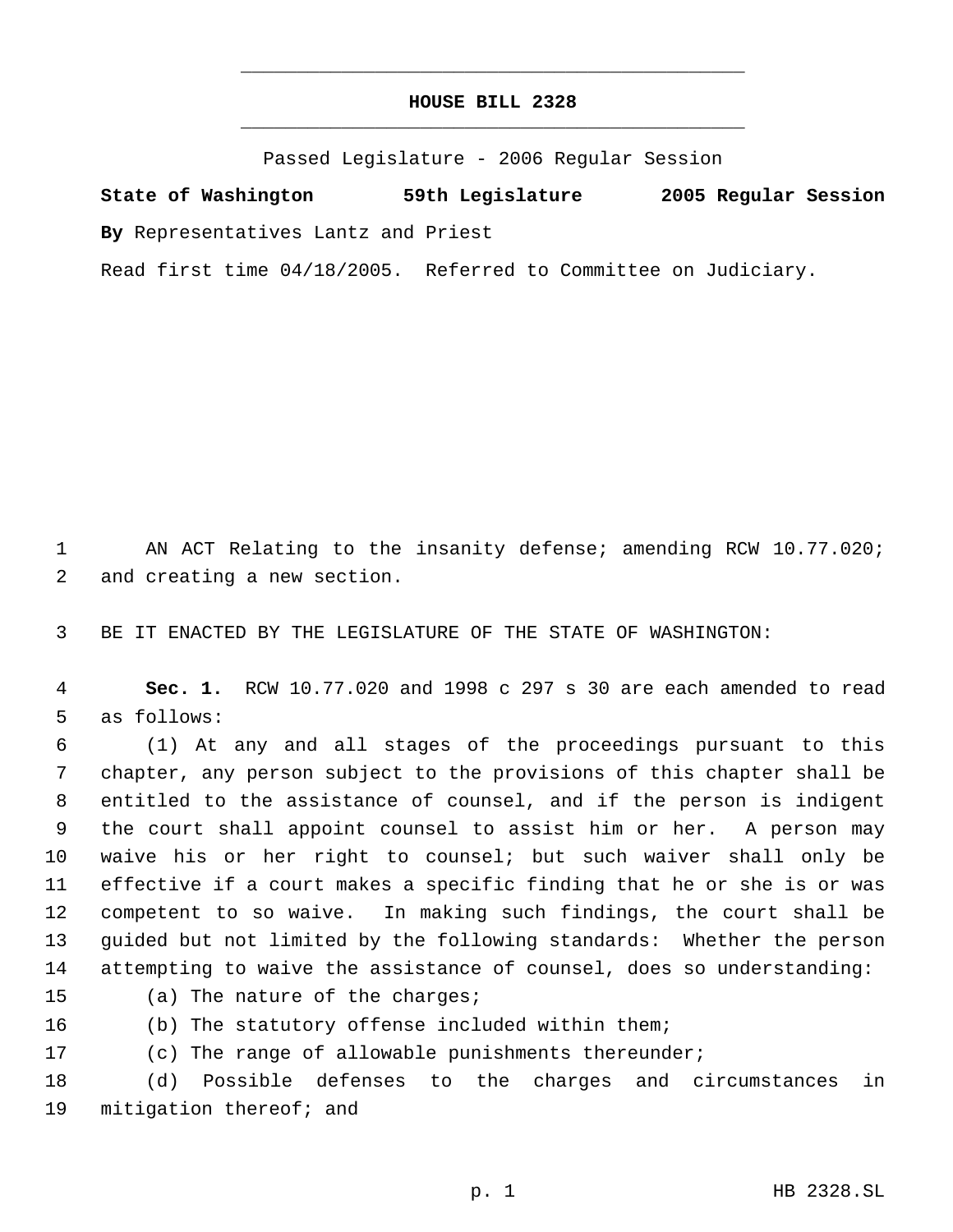# HOUSE BILL 2328

Passed Legislature - 2006 Regular Session

**State of Washington 59th Legislature 2005 Regular Session**

**By** Representatives Lantz and Priest

Read first time 04/18/2005. Referred to Committee on Judiciary.

AN ACT Relating to the insanity defense; amending RCW 10.77.020; and creating a new section.

BE IT ENACTED BY THE LEGISLATURE OF THE STATE OF WASHINGTON:

**Sec. 1.** RCW 10.77.020 and 1998 c 297 s 30 are each amended to read as follows:

(1) At any and all stages of the proceedings pursuant to this chapter, any person subject to the provisions of this chapter shall be entitled to the assistance of counsel, and if the person is indigent the court shall appoint counsel to assist him or her. A person may waive his or her right to counsel; but such waiver shall only be effective if a court makes a specific finding that he or she is or was competent to so waive. In making such findings, the court shall be guided but not limited by the following standards: Whether the person attempting to waive the assistance of counsel, does so understanding:

(a) The nature of the charges;

(b) The statutory offense included within them;

(c) The range of allowable punishments thereunder;

(d) Possible defenses to the charges and circumstances in mitigation thereof; and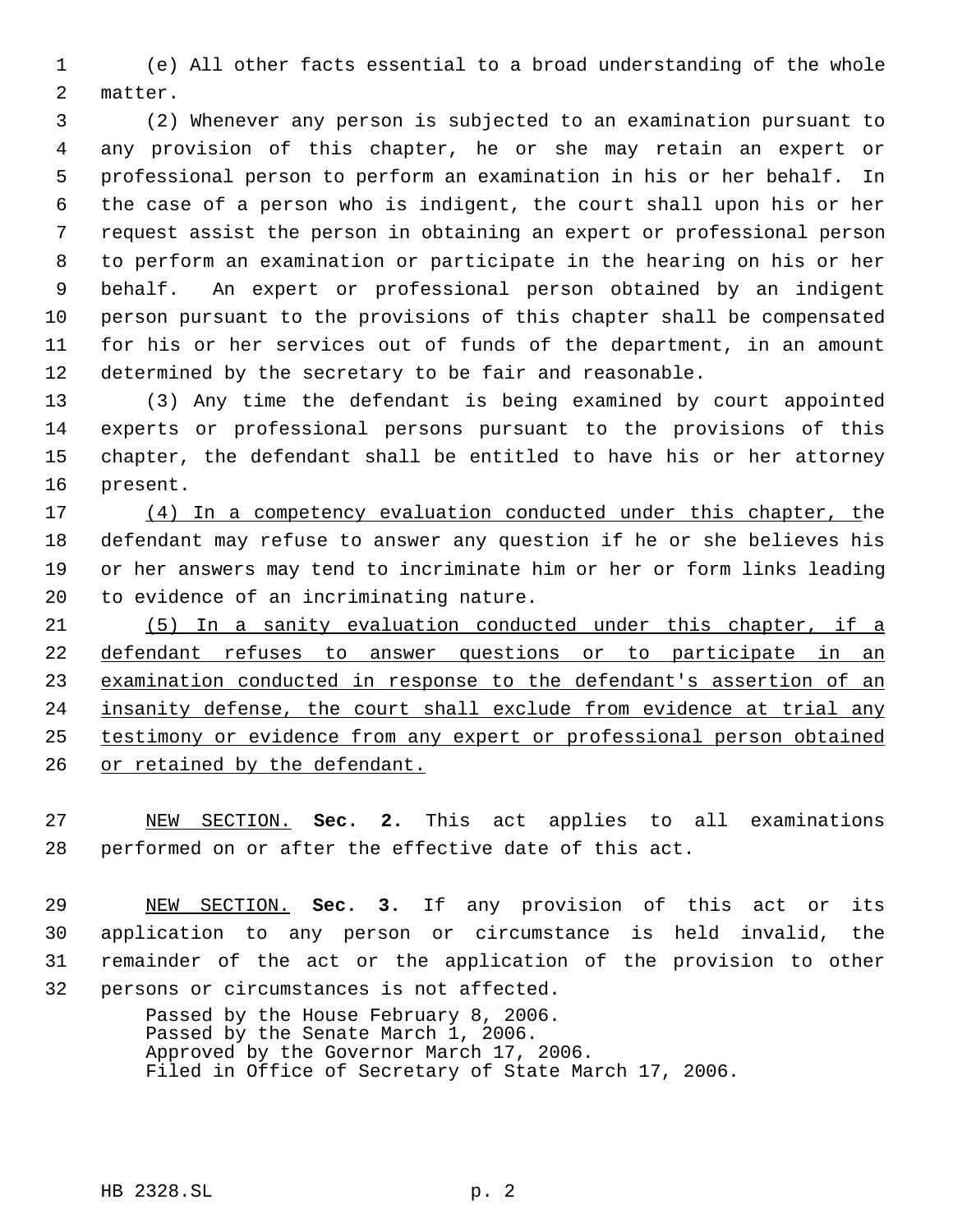(e) All other facts essential to a broad understanding of the whole matter.

(2) Whenever any person is subjected to an examination pursuant to any provision of this chapter, he or she may retain an expert or professional person to perform an examination in his or her behalf. In the case of a person who is indigent, the court shall upon his or her request assist the person in obtaining an expert or professional person to perform an examination or participate in the hearing on his or her behalf. An expert or professional person obtained by an indigent person pursuant to the provisions of this chapter shall be compensated for his or her services out of funds of the department, in an amount determined by the secretary to be fair and reasonable.

(3) Any time the defendant is being examined by court appointed experts or professional persons pursuant to the provisions of this chapter, the defendant shall be entitled to have his or her attorney present.

<u>(4) In a competency evaluation conducted under this chapter, t</u>he defendant may refuse to answer any question if he or she believes his or her answers may tend to incriminate him or her or form links leading to evidence of an incriminating nature.

<u>(5) In a sanity evaluation conducted under this chapter, if a defendant refuses to answer questions or to participate in an examination conducted in response to the defendant's assertion of an insanity defense, the court shall exclude from evidence at trial any testimony or evidence from any expert or professional person obtained or retained by the defendant.</u>

<u>NEW SECTION.</u> **Sec. 2.** This act applies to all examinations performed on or after the effective date of this act.

<u>NEW SECTION.</u> **Sec. 3.** If any provision of this act or its application to any person or circumstance is held invalid, the remainder of the act or the application of the provision to other persons or circumstances is not affected.

Passed by the House February 8, 2006.
Passed by the Senate March 1, 2006.
Approved by the Governor March 17, 2006.
Filed in Office of Secretary of State March 17, 2006.